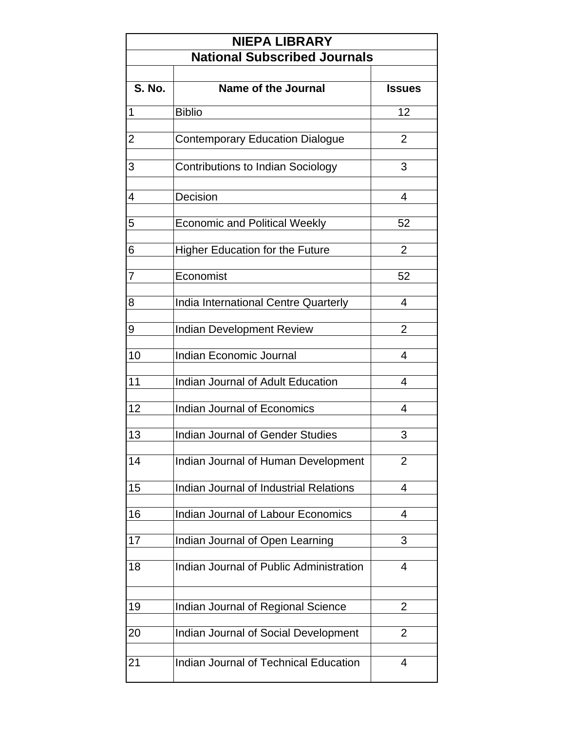# NIEPA LIBRARY

## National Subscribed Journals

| S. No. | Name of the Journal | Issues |
|---|---|---|
| 1 | Biblio | 12 |
| 2 | Contemporary Education Dialogue | 2 |
| 3 | Contributions to Indian Sociology | 3 |
| 4 | Decision | 4 |
| 5 | Economic and Political Weekly | 52 |
| 6 | Higher Education for the Future | 2 |
| 7 | Economist | 52 |
| 8 | India International Centre Quarterly | 4 |
| 9 | Indian Development Review | 2 |
| 10 | Indian Economic Journal | 4 |
| 11 | Indian Journal of Adult Education | 4 |
| 12 | Indian Journal of Economics | 4 |
| 13 | Indian Journal of Gender Studies | 3 |
| 14 | Indian Journal of Human Development | 2 |
| 15 | Indian Journal of Industrial Relations | 4 |
| 16 | Indian Journal of Labour Economics | 4 |
| 17 | Indian Journal of Open Learning | 3 |
| 18 | Indian Journal of Public Administration | 4 |
| 19 | Indian Journal of Regional Science | 2 |
| 20 | Indian Journal of Social Development | 2 |
| 21 | Indian Journal of Technical Education | 4 |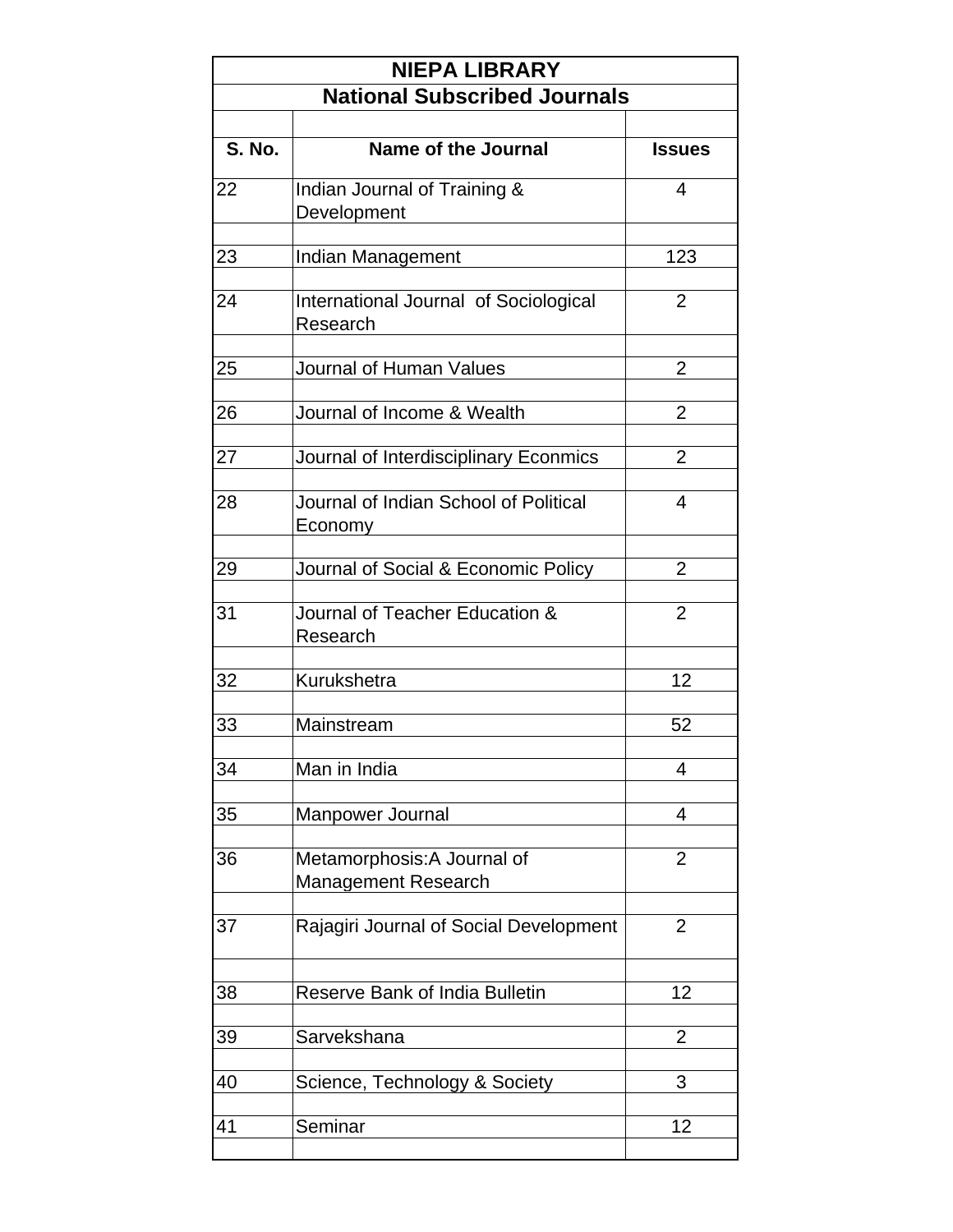| NIEPA LIBRARY | | |
|---|---|---|
| **National Subscribed Journals** | | |
| **S. No.** | **Name of the Journal** | **Issues** |
| 22 | Indian Journal of Training & Development | 4 |
| 23 | Indian Management | 123 |
| 24 | International Journal of Sociological Research | 2 |
| 25 | Journal of Human Values | 2 |
| 26 | Journal of Income & Wealth | 2 |
| 27 | Journal of Interdisciplinary Econmics | 2 |
| 28 | Journal of Indian School of Political Economy | 4 |
| 29 | Journal of Social & Economic Policy | 2 |
| 31 | Journal of Teacher Education & Research | 2 |
| 32 | Kurukshetra | 12 |
| 33 | Mainstream | 52 |
| 34 | Man in India | 4 |
| 35 | Manpower Journal | 4 |
| 36 | Metamorphosis:A Journal of Management Research | 2 |
| 37 | Rajagiri Journal of Social Development | 2 |
| 38 | Reserve Bank of India Bulletin | 12 |
| 39 | Sarvekshana | 2 |
| 40 | Science, Technology & Society | 3 |
| 41 | Seminar | 12 |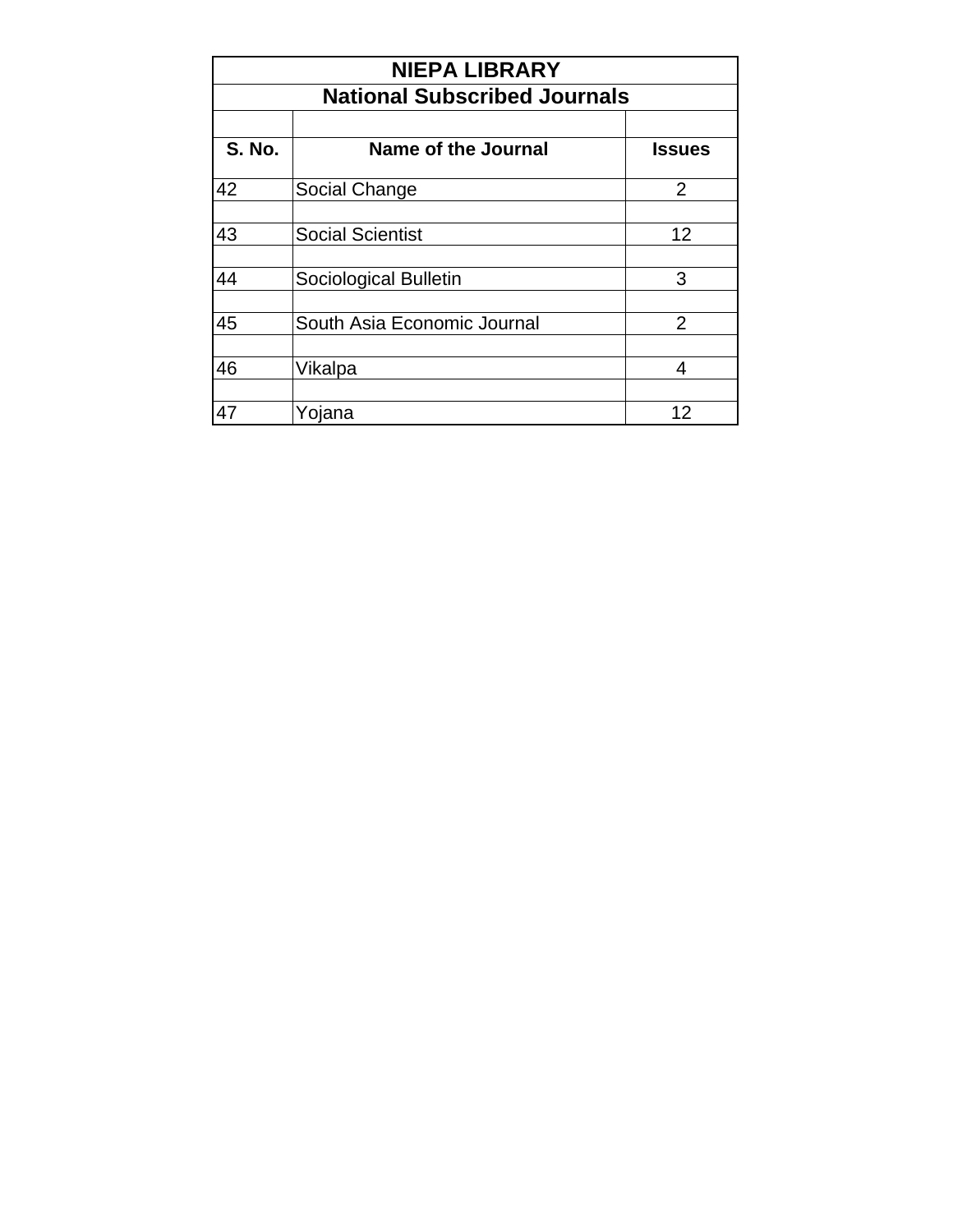# NIEPA LIBRARY

## National Subscribed Journals

| S. No. | Name of the Journal | Issues |
| --- | --- | --- |
| 42 | Social Change | 2 |
| 43 | Social Scientist | 12 |
| 44 | Sociological Bulletin | 3 |
| 45 | South Asia Economic Journal | 2 |
| 46 | Vikalpa | 4 |
| 47 | Yojana | 12 |